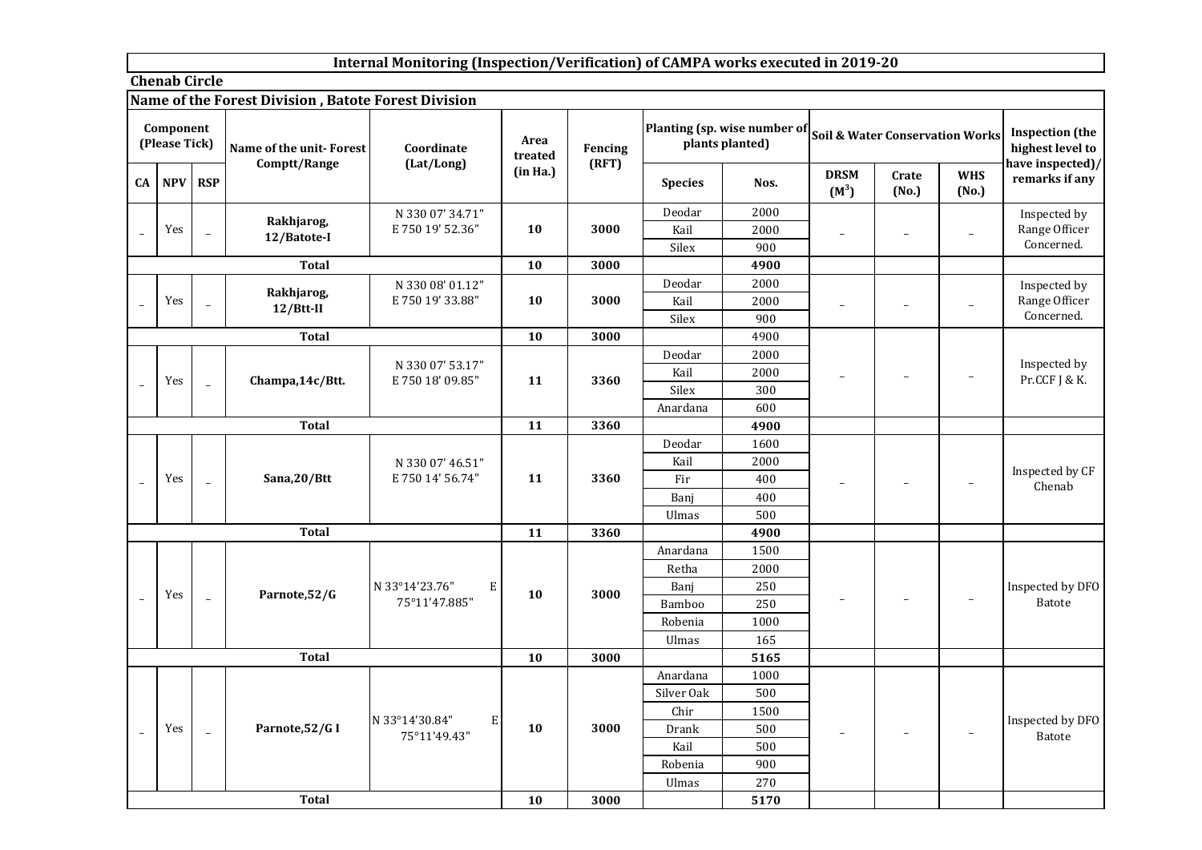# Internal Monitoring (Inspection/Verification) of CAMPA works executed in 2019-20

## Chenab Circle

### Name of the Forest Division , Batote Forest Division

| Component (Please Tick) | | | Name of the unit- Forest Comptt/Range | Coordinate (Lat/Long) | Area treated (in Ha.) | Fencing (RFT) | Planting (sp. wise number of plants planted) | | Soil & Water Conservation Works | | | Inspection (the highest level to have inspected)/ remarks if any |
|---|---|---|---|---|---|---|---|---|---|---|---|---|
| CA | NPV | RSP | | | | | Species | Nos. | DRSM ($M^3$) | Crate (No.) | WHS (No.) | |
| _ | Yes | _ | Rakhjarog, 12/Batote-I | N 330 07' 34.71" E 750 19' 52.36" | 10 | 3000 | Deodar | 2000 | _ | _ | _ | Inspected by Range Officer Concerned. |
| | | | | | | | Kail | 2000 | | | | |
| | | | | | | | Silex | 900 | | | | |
| Total | | | | | 10 | 3000 | | 4900 | | | | |
| _ | Yes | _ | Rakhjarog, 12/Btt-II | N 330 08' 01.12" E 750 19' 33.88" | 10 | 3000 | Deodar | 2000 | _ | _ | _ | Inspected by Range Officer Concerned. |
| | | | | | | | Kail | 2000 | | | | |
| | | | | | | | Silex | 900 | | | | |
| Total | | | | | 10 | 3000 | | 4900 | | | | |
| _ | Yes | _ | Champa,14c/Btt. | N 330 07' 53.17" E 750 18' 09.85" | 11 | 3360 | Deodar | 2000 | _ | _ | _ | Inspected by Pr.CCF J & K. |
| | | | | | | | Kail | 2000 | | | | |
| | | | | | | | Silex | 300 | | | | |
| | | | | | | | Anardana | 600 | | | | |
| Total | | | | | 11 | 3360 | | 4900 | | | | |
| _ | Yes | _ | Sana,20/Btt | N 330 07' 46.51" E 750 14' 56.74" | 11 | 3360 | Deodar | 1600 | _ | _ | _ | Inspected by CF Chenab |
| | | | | | | | Kail | 2000 | | | | |
| | | | | | | | Fir | 400 | | | | |
| | | | | | | | Banj | 400 | | | | |
| | | | | | | | Ulmas | 500 | | | | |
| Total | | | | | 11 | 3360 | | 4900 | | | | |
| _ | Yes | _ | Parnote,52/G | N 33°14'23.76" E 75°11'47.885" | 10 | 3000 | Anardana | 1500 | _ | _ | _ | Inspected by DFO Batote |
| | | | | | | | Retha | 2000 | | | | |
| | | | | | | | Banj | 250 | | | | |
| | | | | | | | Bamboo | 250 | | | | |
| | | | | | | | Robenia | 1000 | | | | |
| | | | | | | | Ulmas | 165 | | | | |
| Total | | | | | 10 | 3000 | | 5165 | | | | |
| _ | Yes | _ | Parnote,52/G I | N 33°14'30.84" E 75°11'49.43" | 10 | 3000 | Anardana | 1000 | _ | _ | _ | Inspected by DFO Batote |
| | | | | | | | Silver Oak | 500 | | | | |
| | | | | | | | Chir | 1500 | | | | |
| | | | | | | | Drank | 500 | | | | |
| | | | | | | | Kail | 500 | | | | |
| | | | | | | | Robenia | 900 | | | | |
| | | | | | | | Ulmas | 270 | | | | |
| Total | | | | | 10 | 3000 | | 5170 | | | | |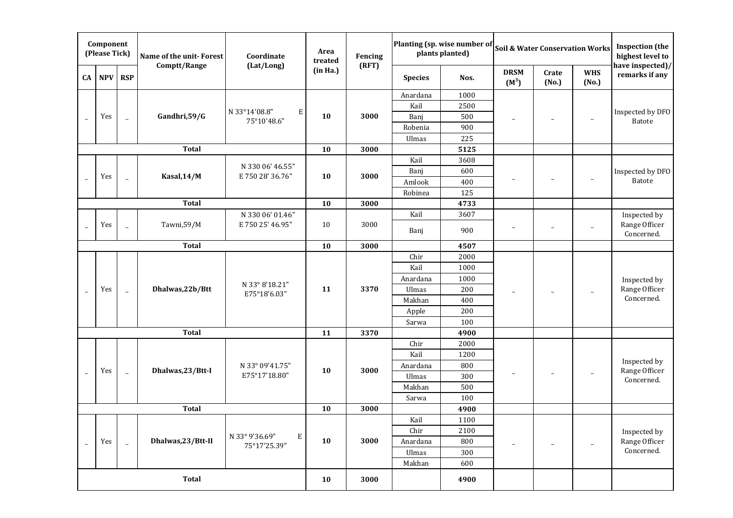| Component (Please Tick) | | | Name of the unit- Forest Comptt/Range | Coordinate (Lat/Long) | Area treated (in Ha.) | Fencing (RFT) | Planting (sp. wise number of plants planted) | | Soil & Water Conservation Works | | | Inspection (the highest level to have inspected)/ remarks if any |
|---|---|---|---|---|---|---|---|---|---|---|---|---|
| CA | NPV | RSP | | | | | Species | Nos. | DRSM ($M^3$) | Crate (No.) | WHS (No.) | |
| _ | Yes | _ | **Gandhri,59/G** | N 33°14'08.8" E 75°10'48.6" | **10** | **3000** | Anardana | 1000 | _ | _ | _ | Inspected by DFO Batote |
| | | | | | | | Kail | 2500 | | | | |
| | | | | | | | Banj | 500 | | | | |
| | | | | | | | Robenia | 900 | | | | |
| | | | | | | | Ulmas | 225 | | | | |
| **Total** | | | | | **10** | **3000** | | **5125** | | | | |
| _ | Yes | _ | **Kasal,14/M** | N 330 06' 46.55" E 750 28' 36.76" | **10** | **3000** | Kail | 3608 | _ | _ | _ | Inspected by DFO Batote |
| | | | | | | | Banj | 600 | | | | |
| | | | | | | | Amlook | 400 | | | | |
| | | | | | | | Robinea | 125 | | | | |
| **Total** | | | | | **10** | **3000** | | **4733** | | | | |
| _ | Yes | _ | Tawni,59/M | N 330 06' 01.46" E 750 25' 46.95" | 10 | 3000 | Kail | 3607 | _ | _ | _ | Inspected by Range Officer Concerned. |
| | | | | | | | Banj | 900 | | | | |
| **Total** | | | | | **10** | **3000** | | **4507** | | | | |
| _ | Yes | _ | **Dhalwas,22b/Btt** | N 33° 8'18.21" E75°18'6.03" | **11** | **3370** | Chir | 2000 | _ | _ | _ | Inspected by Range Officer Concerned. |
| | | | | | | | Kail | 1000 | | | | |
| | | | | | | | Anardana | 1000 | | | | |
| | | | | | | | Ulmas | 200 | | | | |
| | | | | | | | Makhan | 400 | | | | |
| | | | | | | | Apple | 200 | | | | |
| | | | | | | | Sarwa | 100 | | | | |
| **Total** | | | | | **11** | **3370** | | **4900** | | | | |
| _ | Yes | _ | **Dhalwas,23/Btt-I** | N 33° 09'41.75" E75°17'18.80" | **10** | **3000** | Chir | 2000 | _ | _ | _ | Inspected by Range Officer Concerned. |
| | | | | | | | Kail | 1200 | | | | |
| | | | | | | | Anardana | 800 | | | | |
| | | | | | | | Ulmas | 300 | | | | |
| | | | | | | | Makhan | 500 | | | | |
| | | | | | | | Sarwa | 100 | | | | |
| **Total** | | | | | **10** | **3000** | | **4900** | | | | |
| _ | Yes | _ | **Dhalwas,23/Btt-II** | N 33° 9'36.69" E 75°17'25.39" | **10** | **3000** | Kail | 1100 | _ | _ | _ | Inspected by Range Officer Concerned. |
| | | | | | | | Chir | 2100 | | | | |
| | | | | | | | Anardana | 800 | | | | |
| | | | | | | | Ulmas | 300 | | | | |
| | | | | | | | Makhan | 600 | | | | |
| **Total** | | | | | **10** | **3000** | | **4900** | | | | |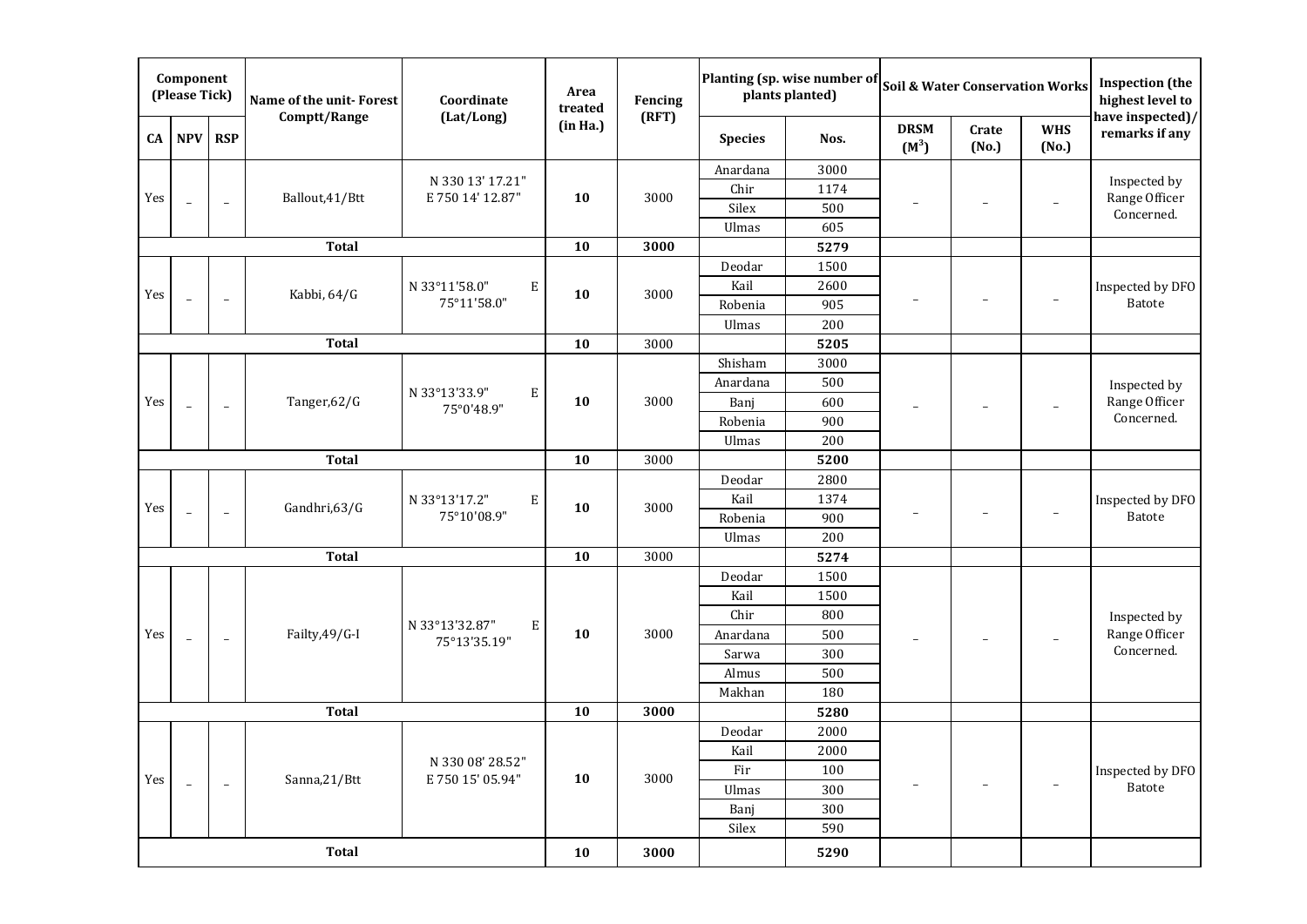| Component (Please Tick) | | | Name of the unit- Forest Comptt/Range | Coordinate (Lat/Long) | Area treated (in Ha.) | Fencing (RFT) | Planting (sp. wise number of plants planted) | | Soil & Water Conservation Works | | | Inspection (the highest level to have inspected)/ remarks if any |
|---|---|---|---|---|---|---|---|---|---|---|---|---|
| CA | NPV | RSP | | | | | Species | Nos. | DRSM ($M^3$) | Crate (No.) | WHS (No.) | |
| Yes | _ | _ | Ballout,41/Btt | N 330 13' 17.21" E 750 14' 12.87" | 10 | 3000 | Anardana | 3000 | _ | _ | _ | Inspected by Range Officer Concerned. |
| | | | | | | | Chir | 1174 | | | | |
| | | | | | | | Silex | 500 | | | | |
| | | | | | | | Ulmas | 605 | | | | |
| | | | Total | | 10 | 3000 | | 5279 | | | | |
| Yes | _ | _ | Kabbi, 64/G | N 33°11'58.0" E 75°11'58.0" | 10 | 3000 | Deodar | 1500 | _ | _ | _ | Inspected by DFO Batote |
| | | | | | | | Kail | 2600 | | | | |
| | | | | | | | Robenia | 905 | | | | |
| | | | | | | | Ulmas | 200 | | | | |
| | | | Total | | 10 | 3000 | | 5205 | | | | |
| Yes | _ | _ | Tanger,62/G | N 33°13'33.9" E 75°0'48.9" | 10 | 3000 | Shisham | 3000 | _ | _ | _ | Inspected by Range Officer Concerned. |
| | | | | | | | Anardana | 500 | | | | |
| | | | | | | | Banj | 600 | | | | |
| | | | | | | | Robenia | 900 | | | | |
| | | | | | | | Ulmas | 200 | | | | |
| | | | Total | | 10 | 3000 | | 5200 | | | | |
| Yes | _ | _ | Gandhri,63/G | N 33°13'17.2" E 75°10'08.9" | 10 | 3000 | Deodar | 2800 | _ | _ | _ | Inspected by DFO Batote |
| | | | | | | | Kail | 1374 | | | | |
| | | | | | | | Robenia | 900 | | | | |
| | | | | | | | Ulmas | 200 | | | | |
| | | | Total | | 10 | 3000 | | 5274 | | | | |
| Yes | _ | _ | Failty,49/G-I | N 33°13'32.87" E 75°13'35.19" | 10 | 3000 | Deodar | 1500 | _ | _ | _ | Inspected by Range Officer Concerned. |
| | | | | | | | Kail | 1500 | | | | |
| | | | | | | | Chir | 800 | | | | |
| | | | | | | | Anardana | 500 | | | | |
| | | | | | | | Sarwa | 300 | | | | |
| | | | | | | | Almus | 500 | | | | |
| | | | | | | | Makhan | 180 | | | | |
| | | | Total | | 10 | 3000 | | 5280 | | | | |
| Yes | _ | _ | Sanna,21/Btt | N 330 08' 28.52" E 750 15' 05.94" | 10 | 3000 | Deodar | 2000 | _ | _ | _ | Inspected by DFO Batote |
| | | | | | | | Kail | 2000 | | | | |
| | | | | | | | Fir | 100 | | | | |
| | | | | | | | Ulmas | 300 | | | | |
| | | | | | | | Banj | 300 | | | | |
| | | | | | | | Silex | 590 | | | | |
| | | | Total | | 10 | 3000 | | 5290 | | | | |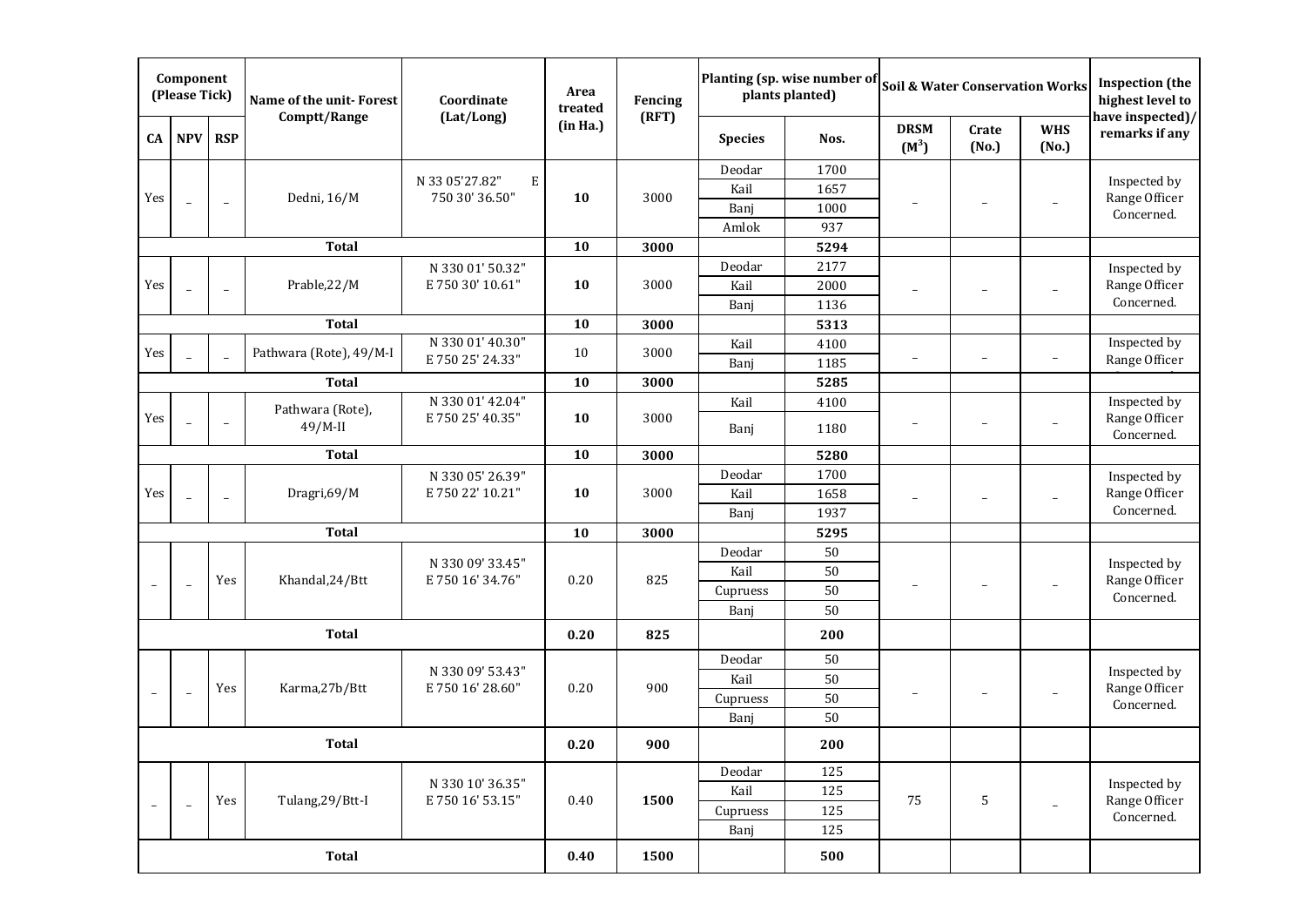| Component (Please Tick) | | | Name of the unit- Forest Comptt/Range | Coordinate (Lat/Long) | Area treated (in Ha.) | Fencing (RFT) | Planting (sp. wise number of plants planted) | | Soil & Water Conservation Works | | | Inspection (the highest level to have inspected)/ remarks if any |
|---|---|---|---|---|---|---|---|---|---|---|---|---|
| CA | NPV | RSP | | | | | Species | Nos. | DRSM ($M^3$) | Crate (No.) | WHS (No.) | |
| Yes | _ | _ | Dedni, 16/M | N 33 05'27.82" E 750 30' 36.50" | 10 | 3000 | Deodar | 1700 | _ | _ | _ | Inspected by Range Officer Concerned. |
| | | | | | | | Kail | 1657 | | | | |
| | | | | | | | Banj | 1000 | | | | |
| | | | | | | | Amlok | 937 | | | | |
| | | | Total | | 10 | 3000 | | 5294 | | | | |
| Yes | _ | _ | Prable,22/M | N 330 01' 50.32" E 750 30' 10.61" | 10 | 3000 | Deodar | 2177 | _ | _ | _ | Inspected by Range Officer Concerned. |
| | | | | | | | Kail | 2000 | | | | |
| | | | | | | | Banj | 1136 | | | | |
| | | | Total | | 10 | 3000 | | 5313 | | | | |
| Yes | _ | _ | Pathwara (Rote), 49/M-I | N 330 01' 40.30" E 750 25' 24.33" | 10 | 3000 | Kail | 4100 | _ | _ | _ | Inspected by Range Officer |
| | | | | | | | Banj | 1185 | | | | |
| | | | Total | | 10 | 3000 | | 5285 | | | | |
| Yes | _ | _ | Pathwara (Rote), 49/M-II | N 330 01' 42.04" E 750 25' 40.35" | 10 | 3000 | Kail | 4100 | _ | _ | _ | Inspected by Range Officer Concerned. |
| | | | | | | | Banj | 1180 | | | | |
| | | | Total | | 10 | 3000 | | 5280 | | | | |
| Yes | _ | _ | Dragri,69/M | N 330 05' 26.39" E 750 22' 10.21" | 10 | 3000 | Deodar | 1700 | _ | _ | _ | Inspected by Range Officer Concerned. |
| | | | | | | | Kail | 1658 | | | | |
| | | | | | | | Banj | 1937 | | | | |
| | | | Total | | 10 | 3000 | | 5295 | | | | |
| _ | _ | Yes | Khandal,24/Btt | N 330 09' 33.45" E 750 16' 34.76" | 0.20 | 825 | Deodar | 50 | _ | _ | _ | Inspected by Range Officer Concerned. |
| | | | | | | | Kail | 50 | | | | |
| | | | | | | | Cupruess | 50 | | | | |
| | | | | | | | Banj | 50 | | | | |
| | | | Total | | 0.20 | 825 | | 200 | | | | |
| _ | _ | Yes | Karma,27b/Btt | N 330 09' 53.43" E 750 16' 28.60" | 0.20 | 900 | Deodar | 50 | _ | _ | _ | Inspected by Range Officer Concerned. |
| | | | | | | | Kail | 50 | | | | |
| | | | | | | | Cupruess | 50 | | | | |
| | | | | | | | Banj | 50 | | | | |
| | | | Total | | 0.20 | 900 | | 200 | | | | |
| _ | _ | Yes | Tulang,29/Btt-I | N 330 10' 36.35" E 750 16' 53.15" | 0.40 | 1500 | Deodar | 125 | 75 | 5 | _ | Inspected by Range Officer Concerned. |
| | | | | | | | Kail | 125 | | | | |
| | | | | | | | Cupruess | 125 | | | | |
| | | | | | | | Banj | 125 | | | | |
| | | | Total | | 0.40 | 1500 | | 500 | | | | |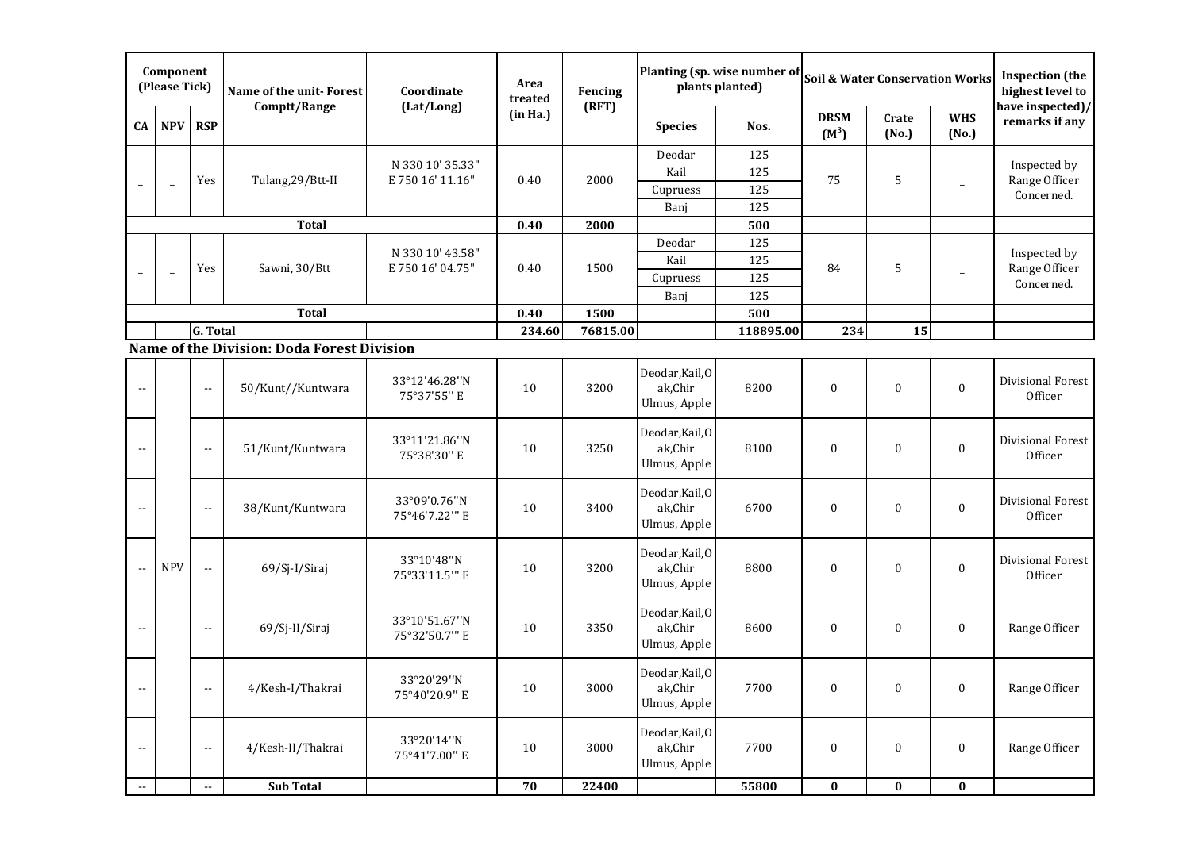| Component (Please Tick) | | | Name of the unit- Forest Comptt/Range | Coordinate (Lat/Long) | Area treated (in Ha.) | Fencing (RFT) | Planting (sp. wise number of plants planted) | | Soil & Water Conservation Works | | | Inspection (the highest level to have inspected)/ remarks if any |
|---|---|---|---|---|---|---|---|---|---|---|---|---|
| CA | NPV | RSP | | | | | Species | Nos. | DRSM ($M^3$) | Crate (No.) | WHS (No.) | |
| _ | _ | Yes | Tulang,29/Btt-II | N 330 10' 35.33" E 750 16' 11.16" | 0.40 | 2000 | Deodar | 125 | 75 | 5 | _ | Inspected by Range Officer Concerned. |
| | | | | | | | Kail | 125 | | | | |
| | | | | | | | Cupruess | 125 | | | | |
| | | | | | | | Banj | 125 | | | | |
| | | | Total | | 0.40 | 2000 | | 500 | | | | |
| _ | _ | Yes | Sawni, 30/Btt | N 330 10' 43.58" E 750 16' 04.75" | 0.40 | 1500 | Deodar | 125 | 84 | 5 | _ | Inspected by Range Officer Concerned. |
| | | | | | | | Kail | 125 | | | | |
| | | | | | | | Cupruess | 125 | | | | |
| | | | | | | | Banj | 125 | | | | |
| | | | Total | | 0.40 | 1500 | | 500 | | | | |
| | | G. Total | | | 234.60 | 76815.00 | | 118895.00 | 234 | 15 | | |

**Name of the Division: Doda Forest Division**

| CA | NPV | RSP | Name of the unit- Forest Comptt/Range | Coordinate (Lat/Long) | Area treated (in Ha.) | Fencing (RFT) | Species | Nos. | DRSM ($M^3$) | Crate (No.) | WHS (No.) | Inspection |
|---|---|---|---|---|---|---|---|---|---|---|---|---|
| -- | NPV | -- | 50/Kunt//Kuntwara | 33°12'46.28''N 75°37'55'' E | 10 | 3200 | Deodar,Kail,Oak,Chir Ulmus, Apple | 8200 | 0 | 0 | 0 | Divisional Forest Officer |
| -- | NPV | -- | 51/Kunt/Kuntwara | 33°11'21.86''N 75°38'30'' E | 10 | 3250 | Deodar,Kail,Oak,Chir Ulmus, Apple | 8100 | 0 | 0 | 0 | Divisional Forest Officer |
| -- | NPV | -- | 38/Kunt/Kuntwara | 33°09'0.76"N 75°46'7.22'" E | 10 | 3400 | Deodar,Kail,Oak,Chir Ulmus, Apple | 6700 | 0 | 0 | 0 | Divisional Forest Officer |
| -- | NPV | -- | 69/Sj-I/Siraj | 33°10'48"N 75°33'11.5'" E | 10 | 3200 | Deodar,Kail,Oak,Chir Ulmus, Apple | 8800 | 0 | 0 | 0 | Divisional Forest Officer |
| -- | NPV | -- | 69/Sj-II/Siraj | 33°10'51.67''N 75°32'50.7'' E | 10 | 3350 | Deodar,Kail,Oak,Chir Ulmus, Apple | 8600 | 0 | 0 | 0 | Range Officer |
| -- | NPV | -- | 4/Kesh-I/Thakrai | 33°20'29''N 75°40'20.9" E | 10 | 3000 | Deodar,Kail,Oak,Chir Ulmus, Apple | 7700 | 0 | 0 | 0 | Range Officer |
| -- | NPV | -- | 4/Kesh-II/Thakrai | 33°20'14''N 75°41'7.00" E | 10 | 3000 | Deodar,Kail,Oak,Chir Ulmus, Apple | 7700 | 0 | 0 | 0 | Range Officer |
| -- | | -- | **Sub Total** | | **70** | **22400** | | **55800** | **0** | **0** | **0** | |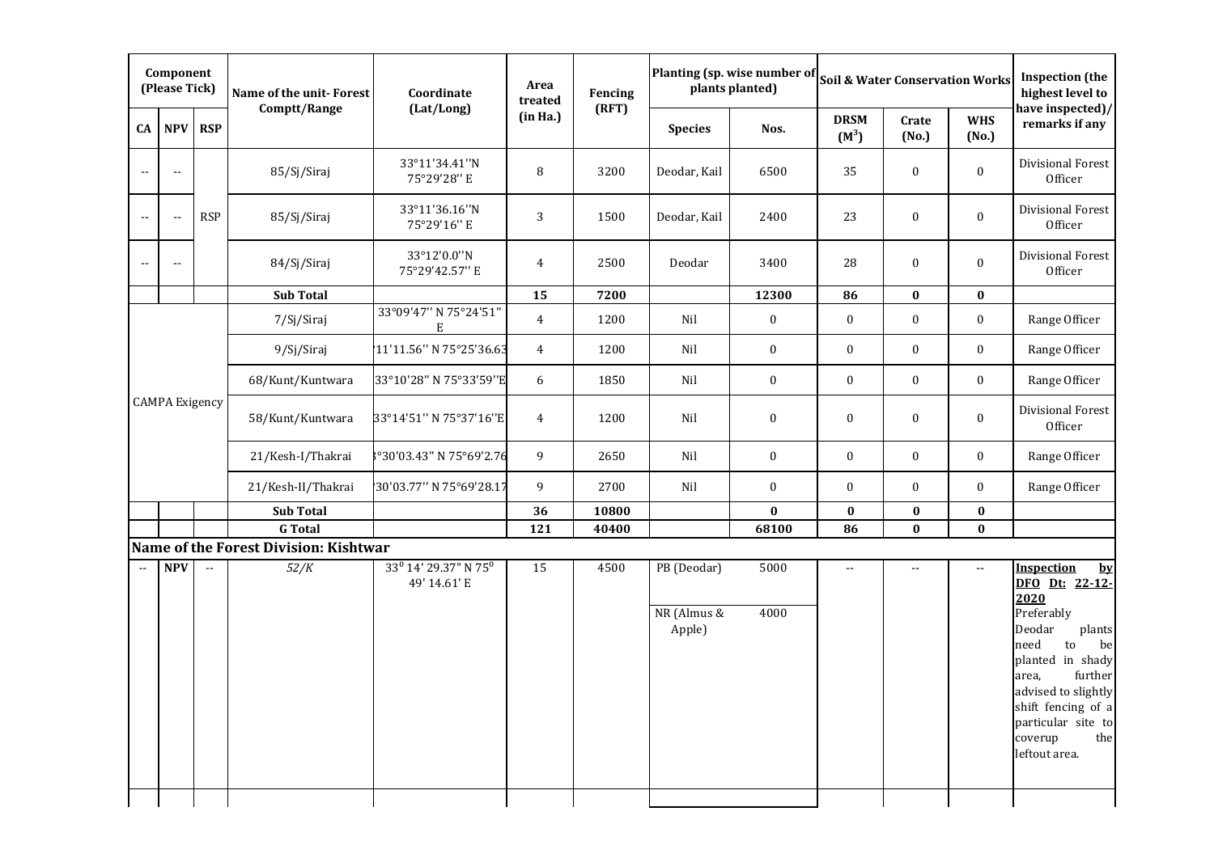| Component (Please Tick) | | | Name of the unit- Forest Comptt/Range | Coordinate (Lat/Long) | Area treated (in Ha.) | Fencing (RFT) | Planting (sp. wise number of plants planted) | | Soil & Water Conservation Works | | | Inspection (the highest level to have inspected)/ remarks if any |
|---|---|---|---|---|---|---|---|---|---|---|---|---|
| CA | NPV | RSP | | | | | Species | Nos. | DRSM ($M^3$) | Crate (No.) | WHS (No.) | |
| -- | -- | RSP | 85/Sj/Siraj | 33°11'34.41''N 75°29'28'' E | 8 | 3200 | Deodar, Kail | 6500 | 35 | 0 | 0 | Divisional Forest Officer |
| -- | -- | | 85/Sj/Siraj | 33°11'36.16''N 75°29'16'' E | 3 | 1500 | Deodar, Kail | 2400 | 23 | 0 | 0 | Divisional Forest Officer |
| -- | -- | | 84/Sj/Siraj | 33°12'0.0''N 75°29'42.57'' E | 4 | 2500 | Deodar | 3400 | 28 | 0 | 0 | Divisional Forest Officer |
| | | | **Sub Total** | | **15** | **7200** | | **12300** | **86** | **0** | **0** | |
| CAMPA Exigency | | | 7/Sj/Siraj | 33°09'47'' N 75°24'51'' E | 4 | 1200 | Nil | 0 | 0 | 0 | 0 | Range Officer |
| | | | 9/Sj/Siraj | '11'11.56'' N 75°25'36.63 | 4 | 1200 | Nil | 0 | 0 | 0 | 0 | Range Officer |
| | | | 68/Kunt/Kuntwara | 33°10'28'' N 75°33'59''E | 6 | 1850 | Nil | 0 | 0 | 0 | 0 | Range Officer |
| | | | 58/Kunt/Kuntwara | 33°14'51'' N 75°37'16''E | 4 | 1200 | Nil | 0 | 0 | 0 | 0 | Divisional Forest Officer |
| | | | 21/Kesh-I/Thakrai | °30'03.43'' N 75°69'2.76 | 9 | 2650 | Nil | 0 | 0 | 0 | 0 | Range Officer |
| | | | 21/Kesh-II/Thakrai | '30'03.77'' N 75°69'28.17 | 9 | 2700 | Nil | 0 | 0 | 0 | 0 | Range Officer |
| | | | **Sub Total** | | **36** | **10800** | | **0** | **0** | **0** | **0** | |
| | | | **G Total** | | **121** | **40400** | | **68100** | **86** | **0** | **0** | |
| **Name of the Forest Division: Kishtwar** | | | | | | | | | | | | |
| -- | **NPV** | -- | *52/K* | $33^0$ 14' 29.37" N $75^0$ 49' 14.61' E | 15 | 4500 | PB (Deodar) | 5000 | -- | -- | -- | **Inspection by DFO Dt: 22-12-2020** Preferably Deodar plants need to be planted in shady area, further advised to slightly shift fencing of a particular site to coverup the leftout area. |
| | | | | | | | NR (Almus & Apple) | 4000 | | | | |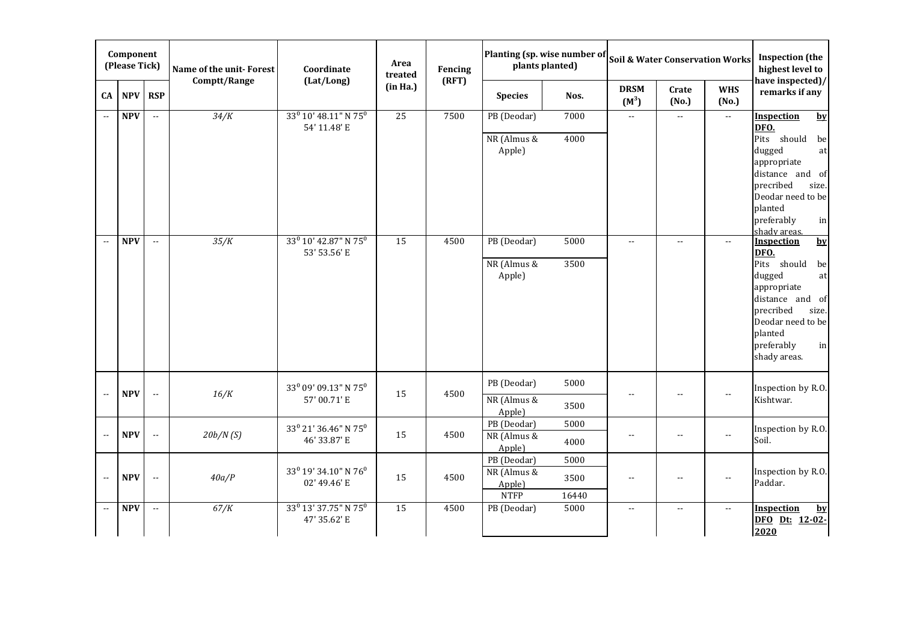| Component (Please Tick) | | | Name of the unit- Forest Comptt/Range | Coordinate (Lat/Long) | Area treated (in Ha.) | Fencing (RFT) | Planting (sp. wise number of plants planted) | | Soil & Water Conservation Works | | | Inspection (the highest level to have inspected)/ remarks if any |
|---|---|---|---|---|---|---|---|---|---|---|---|---|
| CA | NPV | RSP | | | | | Species | Nos. | DRSM ($M^3$) | Crate (No.) | WHS (No.) | |
| -- | **NPV** | -- | *34/K* | 33⁰ 10' 48.11" N 75⁰ 54' 11.48' E | 25 | 7500 | PB (Deodar) | 7000 | -- | -- | -- | **Inspection by DFO.** Pits should be dugged at appropriate distance and of precribed size. Deodar need to be planted preferably in shady areas. |
| | | | | | | | NR (Almus & Apple) | 4000 | | | | |
| -- | **NPV** | -- | *35/K* | 33⁰ 10' 42.87" N 75⁰ 53' 53.56' E | 15 | 4500 | PB (Deodar) | 5000 | -- | -- | -- | **Inspection by DFO.** Pits should be dugged at appropriate distance and of precribed size. Deodar need to be planted preferably in shady areas. |
| | | | | | | | NR (Almus & Apple) | 3500 | | | | |
| -- | **NPV** | -- | *16/K* | 33⁰ 09' 09.13" N 75⁰ 57' 00.71' E | 15 | 4500 | PB (Deodar) | 5000 | -- | -- | -- | Inspection by R.O. Kishtwar. |
| | | | | | | | NR (Almus & Apple) | 3500 | | | | |
| -- | **NPV** | -- | *20b/N (S)* | 33⁰ 21' 36.46" N 75⁰ 46' 33.87' E | 15 | 4500 | PB (Deodar) | 5000 | -- | -- | -- | Inspection by R.O. Soil. |
| | | | | | | | NR (Almus & Apple) | 4000 | | | | |
| -- | **NPV** | -- | *40a/P* | 33⁰ 19' 34.10" N 76⁰ 02' 49.46' E | 15 | 4500 | PB (Deodar) | 5000 | -- | -- | -- | Inspection by R.O. Paddar. |
| | | | | | | | NR (Almus & Apple) | 3500 | | | | |
| | | | | | | | NTFP | 16440 | | | | |
| -- | **NPV** | -- | *67/K* | 33⁰ 13' 37.75" N 75⁰ 47' 35.62' E | 15 | 4500 | PB (Deodar) | 5000 | -- | -- | -- | **Inspection by DFO Dt: 12-02-2020** |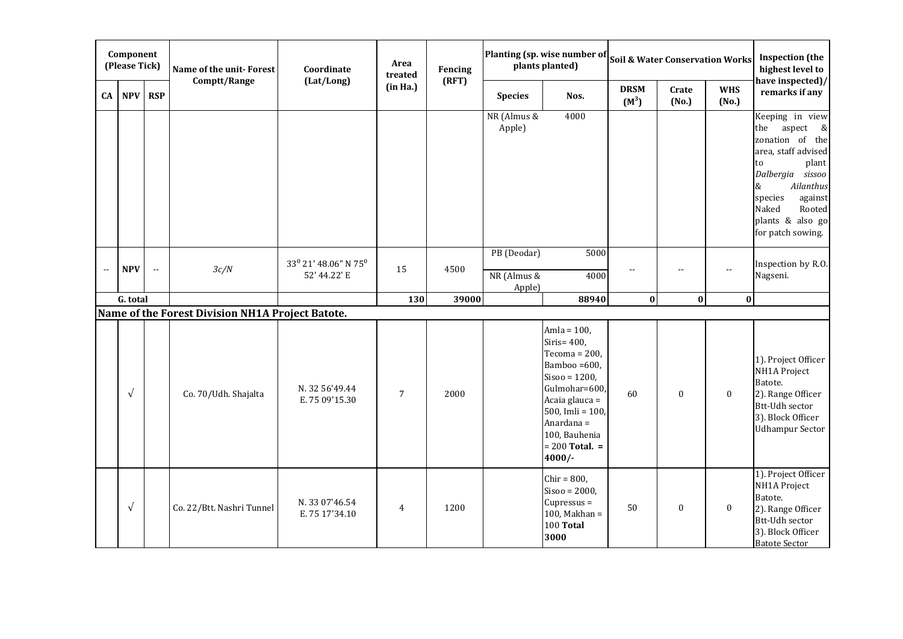| Component (Please Tick) | | | Name of the unit- Forest Comptt/Range | Coordinate (Lat/Long) | Area treated (in Ha.) | Fencing (RFT) | Planting (sp. wise number of plants planted) | | Soil & Water Conservation Works | | | Inspection (the highest level to have inspected)/ remarks if any |
|---|---|---|---|---|---|---|---|---|---|---|---|---|
| CA | NPV | RSP | | | | | Species | Nos. | DRSM ($M^3$) | Crate (No.) | WHS (No.) | |
| | | | | | | | NR (Almus & Apple) | 4000 | | | | Keeping in view the aspect & zonation of the area, staff advised to plant *Dalbergia sissoo* & *Ailanthus* species against Naked Rooted plants & also go for patch sowing. |
| -- | NPV | -- | *3c/N* | $33^0$ 21' 48.06" N $75^0$ 52' 44.22' E | 15 | 4500 | PB (Deodar) | 5000 | -- | -- | -- | Inspection by R.O. Nagseni. |
| | | | | | | | NR (Almus & Apple) | 4000 | | | | |
| G. total | | | | | **130** | **39000** | | **88940** | **0** | **0** | **0** | |
| **Name of the Forest Division NH1A Project Batote.** | | | | | | | | | | | | |
| | √ | | Co. 70/Udh. Shajalta | N. 32 56'49.44 E. 75 09'15.30 | 7 | 2000 | | Amla = 100, Siris= 400, Tecoma = 200, Bamboo =600, Sisoo = 1200, Gulmohar=600, Acaia glauca = 500, Imli = 100, Anardana = 100, Bauhenia = 200 **Total. = 4000/-** | 60 | 0 | 0 | 1). Project Officer NH1A Project Batote. 2). Range Officer Btt-Udh sector 3). Block Officer Udhampur Sector |
| | √ | | Co. 22/Btt. Nashri Tunnel | N. 33 07'46.54 E. 75 17'34.10 | 4 | 1200 | | Chir = 800, Sisoo = 2000, Cupressus = 100, Makhan = 100 **Total 3000** | 50 | 0 | 0 | 1). Project Officer NH1A Project Batote. 2). Range Officer Btt-Udh sector 3). Block Officer Batote Sector |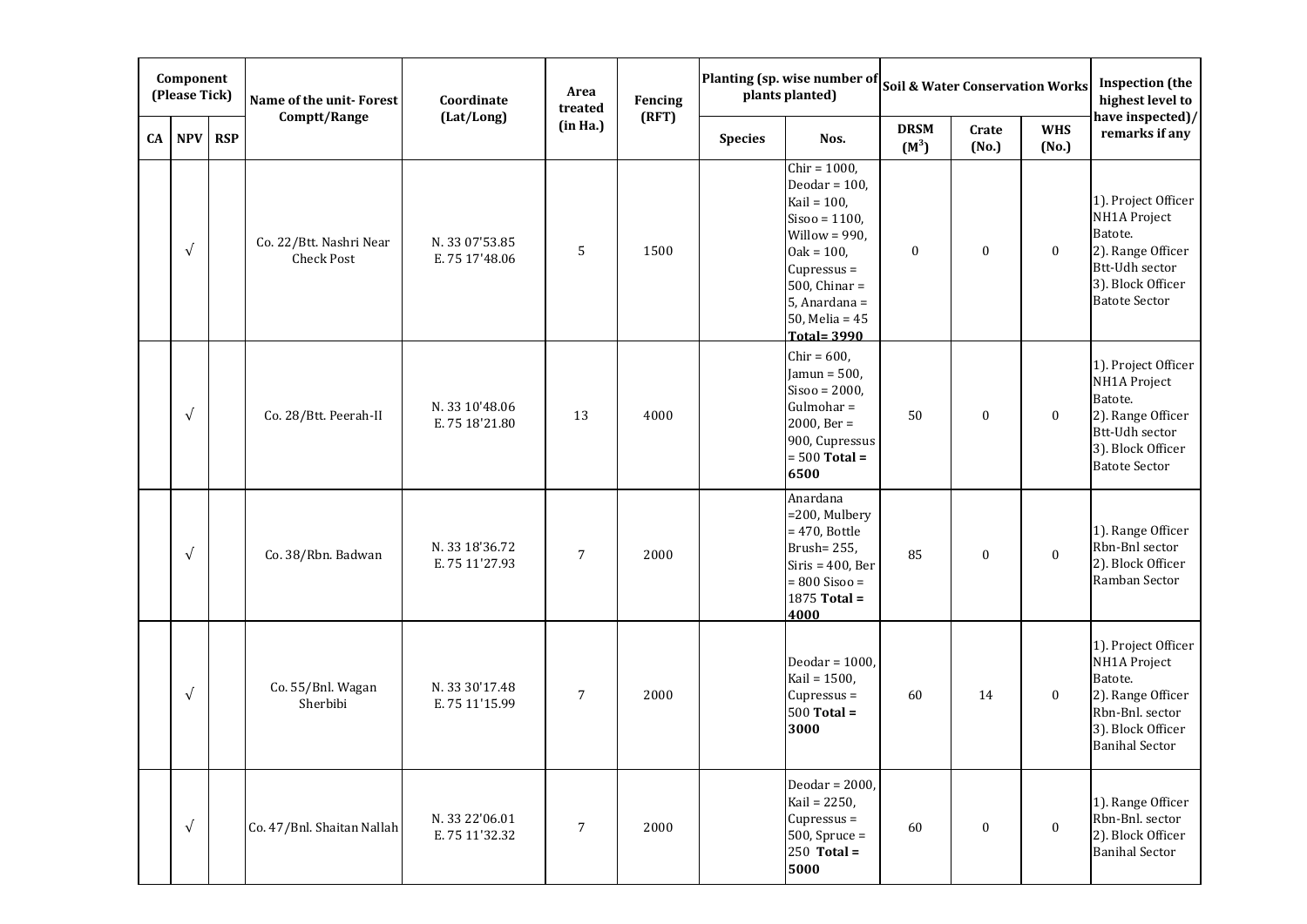| Component (Please Tick) | | | Name of the unit- Forest Comptt/Range | Coordinate (Lat/Long) | Area treated (in Ha.) | Fencing (RFT) | Planting (sp. wise number of plants planted) | | Soil & Water Conservation Works | | | Inspection (the highest level to have inspected)/ remarks if any |
|---|---|---|---|---|---|---|---|---|---|---|---|---|
| CA | NPV | RSP | | | | | Species | Nos. | DRSM ($M^3$) | Crate (No.) | WHS (No.) | |
| | √ | | Co. 22/Btt. Nashri Near Check Post | N. 33 07'53.85 E. 75 17'48.06 | 5 | 1500 | | Chir = 1000, Deodar = 100, Kail = 100, Sisoo = 1100, Willow = 990, Oak = 100, Cupressus = 500, Chinar = 5, Anardana = 50, Melia = 45 **Total= 3990** | 0 | 0 | 0 | 1). Project Officer NH1A Project Batote. 2). Range Officer Btt-Udh sector 3). Block Officer Batote Sector |
| | √ | | Co. 28/Btt. Peerah-II | N. 33 10'48.06 E. 75 18'21.80 | 13 | 4000 | | Chir = 600, Jamun = 500, Sisoo = 2000, Gulmohar = 2000, Ber = 900, Cupressus = 500 **Total = 6500** | 50 | 0 | 0 | 1). Project Officer NH1A Project Batote. 2). Range Officer Btt-Udh sector 3). Block Officer Batote Sector |
| | √ | | Co. 38/Rbn. Badwan | N. 33 18'36.72 E. 75 11'27.93 | 7 | 2000 | | Anardana =200, Mulbery = 470, Bottle Brush= 255, Siris = 400, Ber = 800 Sisoo = 1875 **Total = 4000** | 85 | 0 | 0 | 1). Range Officer Rbn-Bnl sector 2). Block Officer Ramban Sector |
| | √ | | Co. 55/Bnl. Wagan Sherbibi | N. 33 30'17.48 E. 75 11'15.99 | 7 | 2000 | | Deodar = 1000, Kail = 1500, Cupressus = 500 **Total = 3000** | 60 | 14 | 0 | 1). Project Officer NH1A Project Batote. 2). Range Officer Rbn-Bnl. sector 3). Block Officer Banihal Sector |
| | √ | | Co. 47/Bnl. Shaitan Nallah | N. 33 22'06.01 E. 75 11'32.32 | 7 | 2000 | | Deodar = 2000, Kail = 2250, Cupressus = 500, Spruce = 250 **Total = 5000** | 60 | 0 | 0 | 1). Range Officer Rbn-Bnl. sector 2). Block Officer Banihal Sector |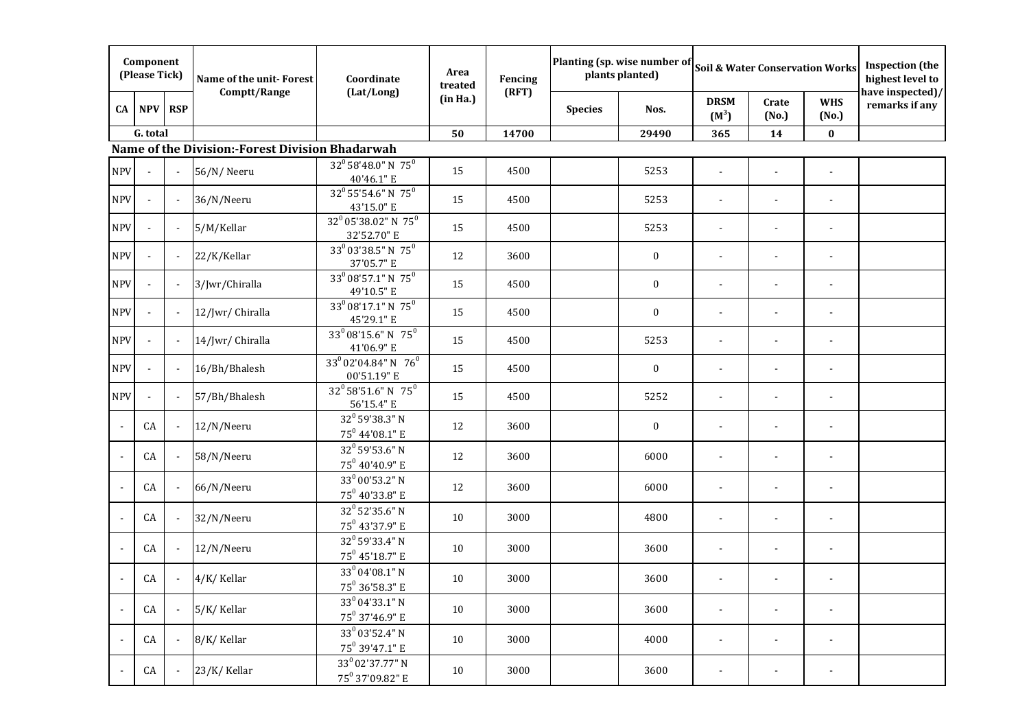| Component (Please Tick) | | | Name of the unit- Forest Comptt/Range | Coordinate (Lat/Long) | Area treated (in Ha.) | Fencing (RFT) | Planting (sp. wise number of plants planted) | | Soil & Water Conservation Works | | | Inspection (the highest level to have inspected)/ remarks if any |
|---|---|---|---|---|---|---|---|---|---|---|---|---|
| CA | NPV | RSP | | | | | Species | Nos. | DRSM ($M^3$) | Crate (No.) | WHS (No.) | |
| G. total | | | | | 50 | 14700 | | 29490 | 365 | 14 | 0 | |
| **Name of the Division:-Forest Division Bhadarwah** | | | | | | | | | | | | |
| NPV | - | - | 56/N/ Neeru | $32^0$ 58'48.0" N $75^0$ 40'46.1" E | 15 | 4500 | | 5253 | - | - | - | |
| NPV | - | - | 36/N/Neeru | $32^0$ 55'54.6" N $75^0$ 43'15.0" E | 15 | 4500 | | 5253 | - | - | - | |
| NPV | - | - | 5/M/Kellar | $32^0$ 05'38.02" N $75^0$ 32'52.70" E | 15 | 4500 | | 5253 | - | - | - | |
| NPV | - | - | 22/K/Kellar | $33^0$ 03'38.5" N $75^0$ 37'05.7" E | 12 | 3600 | | 0 | - | - | - | |
| NPV | - | - | 3/Jwr/Chiralla | $33^0$ 08'57.1" N $75^0$ 49'10.5" E | 15 | 4500 | | 0 | - | - | - | |
| NPV | - | - | 12/Jwr/ Chiralla | $33^0$ 08'17.1" N $75^0$ 45'29.1" E | 15 | 4500 | | 0 | - | - | - | |
| NPV | - | - | 14/Jwr/ Chiralla | $33^0$ 08'15.6" N $75^0$ 41'06.9" E | 15 | 4500 | | 5253 | - | - | - | |
| NPV | - | - | 16/Bh/Bhalesh | $33^0$ 02'04.84" N $76^0$ 00'51.19" E | 15 | 4500 | | 0 | - | - | - | |
| NPV | - | - | 57/Bh/Bhalesh | $32^0$ 58'51.6" N $75^0$ 56'15.4" E | 15 | 4500 | | 5252 | - | - | - | |
| - | CA | - | 12/N/Neeru | $32^0$ 59'38.3" N $75^0$ 44'08.1" E | 12 | 3600 | | 0 | - | - | - | |
| - | CA | - | 58/N/Neeru | $32^0$ 59'53.6" N $75^0$ 40'40.9" E | 12 | 3600 | | 6000 | - | - | - | |
| - | CA | - | 66/N/Neeru | $33^0$ 00'53.2" N $75^0$ 40'33.8" E | 12 | 3600 | | 6000 | - | - | - | |
| - | CA | - | 32/N/Neeru | $32^0$ 52'35.6" N $75^0$ 43'37.9" E | 10 | 3000 | | 4800 | - | - | - | |
| - | CA | - | 12/N/Neeru | $32^0$ 59'33.4" N $75^0$ 45'18.7" E | 10 | 3000 | | 3600 | - | - | - | |
| - | CA | - | 4/K/ Kellar | $33^0$ 04'08.1" N $75^0$ 36'58.3" E | 10 | 3000 | | 3600 | - | - | - | |
| - | CA | - | 5/K/ Kellar | $33^0$ 04'33.1" N $75^0$ 37'46.9" E | 10 | 3000 | | 3600 | - | - | - | |
| - | CA | - | 8/K/ Kellar | $33^0$ 03'52.4" N $75^0$ 39'47.1" E | 10 | 3000 | | 4000 | - | - | - | |
| - | CA | - | 23/K/ Kellar | $33^0$ 02'37.77" N $75^0$ 37'09.82" E | 10 | 3000 | | 3600 | - | - | - | |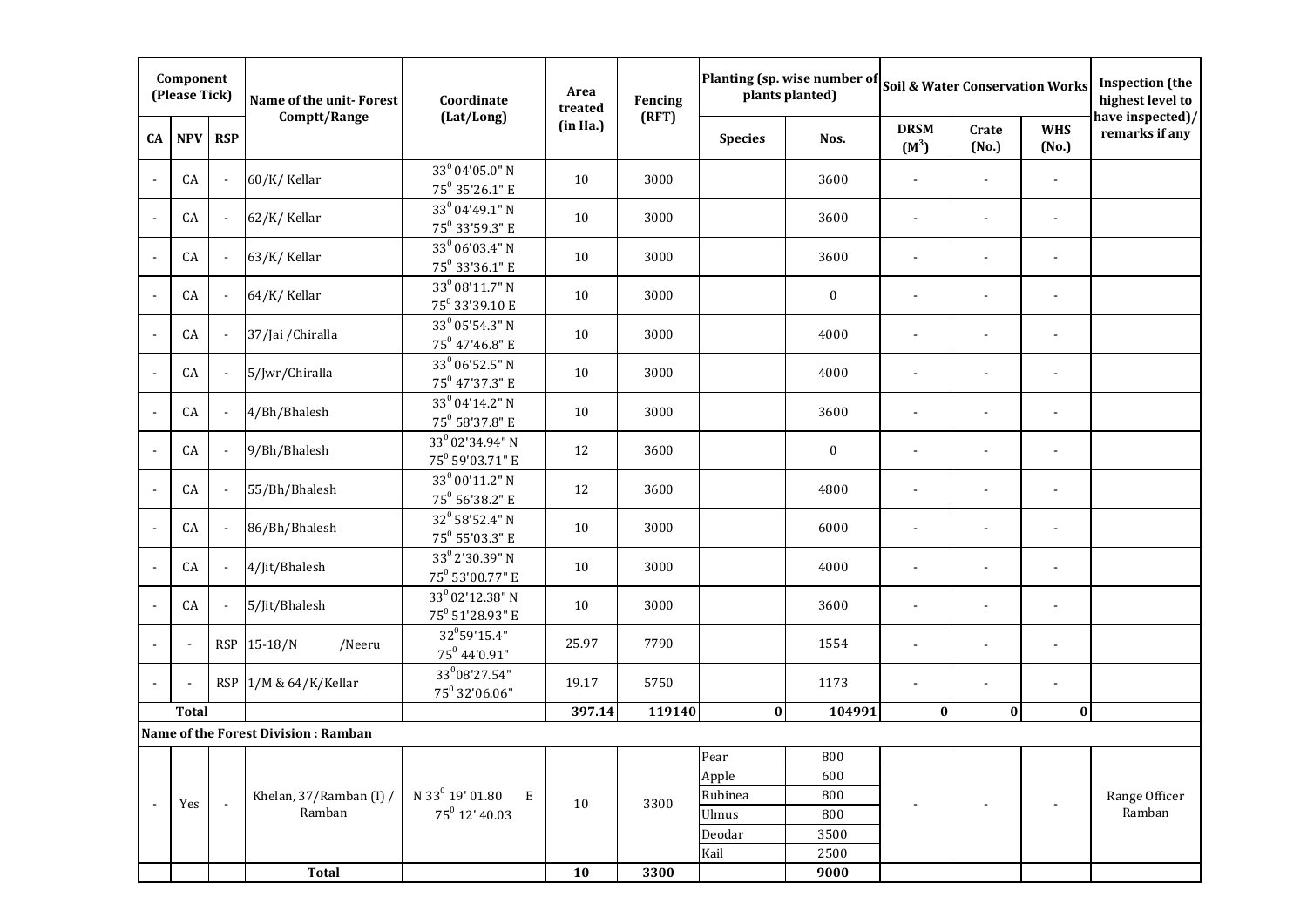| Component (Please Tick) | | | Name of the unit- Forest Comptt/Range | Coordinate (Lat/Long) | Area treated (in Ha.) | Fencing (RFT) | Planting (sp. wise number of plants planted) | | Soil & Water Conservation Works | | | Inspection (the highest level to have inspected)/ remarks if any |
|---|---|---|---|---|---|---|---|---|---|---|---|---|
| CA | NPV | RSP | | | | | Species | Nos. | DRSM ($M^3$) | Crate (No.) | WHS (No.) | |
| - | CA | - | 60/K/ Kellar | 33⁰ 04'05.0" N 75⁰ 35'26.1" E | 10 | 3000 | | 3600 | - | - | - | |
| - | CA | - | 62/K/ Kellar | 33⁰ 04'49.1" N 75⁰ 33'59.3" E | 10 | 3000 | | 3600 | - | - | - | |
| - | CA | - | 63/K/ Kellar | 33⁰ 06'03.4" N 75⁰ 33'36.1" E | 10 | 3000 | | 3600 | - | - | - | |
| - | CA | - | 64/K/ Kellar | 33⁰ 08'11.7" N 75⁰ 33'39.10 E | 10 | 3000 | | 0 | - | - | - | |
| - | CA | - | 37/Jai /Chiralla | 33⁰ 05'54.3" N 75⁰ 47'46.8" E | 10 | 3000 | | 4000 | - | - | - | |
| - | CA | - | 5/Jwr/Chiralla | 33⁰ 06'52.5" N 75⁰ 47'37.3" E | 10 | 3000 | | 4000 | - | - | - | |
| - | CA | - | 4/Bh/Bhalesh | 33⁰ 04'14.2" N 75⁰ 58'37.8" E | 10 | 3000 | | 3600 | - | - | - | |
| - | CA | - | 9/Bh/Bhalesh | 33⁰ 02'34.94" N 75⁰ 59'03.71" E | 12 | 3600 | | 0 | - | - | - | |
| - | CA | - | 55/Bh/Bhalesh | 33⁰ 00'11.2" N 75⁰ 56'38.2" E | 12 | 3600 | | 4800 | - | - | - | |
| - | CA | - | 86/Bh/Bhalesh | 32⁰ 58'52.4" N 75⁰ 55'03.3" E | 10 | 3000 | | 6000 | - | - | - | |
| - | CA | - | 4/Jit/Bhalesh | 33⁰ 2'30.39" N 75⁰ 53'00.77" E | 10 | 3000 | | 4000 | - | - | - | |
| - | CA | - | 5/Jit/Bhalesh | 33⁰ 02'12.38" N 75⁰ 51'28.93" E | 10 | 3000 | | 3600 | - | - | - | |
| - | - | RSP | 15-18/N /Neeru | 32⁰59'15.4" 75⁰ 44'0.91" | 25.97 | 7790 | | 1554 | - | - | - | |
| - | - | RSP | 1/M & 64/K/Kellar | 33⁰08'27.54" 75⁰ 32'06.06" | 19.17 | 5750 | | 1173 | - | - | - | |
| **Total** | | | | | **397.14** | **119140** | **0** | **104991** | **0** | **0** | **0** | |
| **Name of the Forest Division : Ramban** | | | | | | | | | | | | |
| - | Yes | - | Khelan, 37/Ramban (I) / Ramban | N 33⁰ 19' 01.80 E 75⁰ 12' 40.03 | 10 | 3300 | Pear | 800 | - | - | - | Range Officer Ramban |
| | | | | | | | Apple | 600 | | | | |
| | | | | | | | Rubinea | 800 | | | | |
| | | | | | | | Ulmus | 800 | | | | |
| | | | | | | | Deodar | 3500 | | | | |
| | | | | | | | Kail | 2500 | | | | |
| | | | **Total** | | **10** | **3300** | | **9000** | | | | |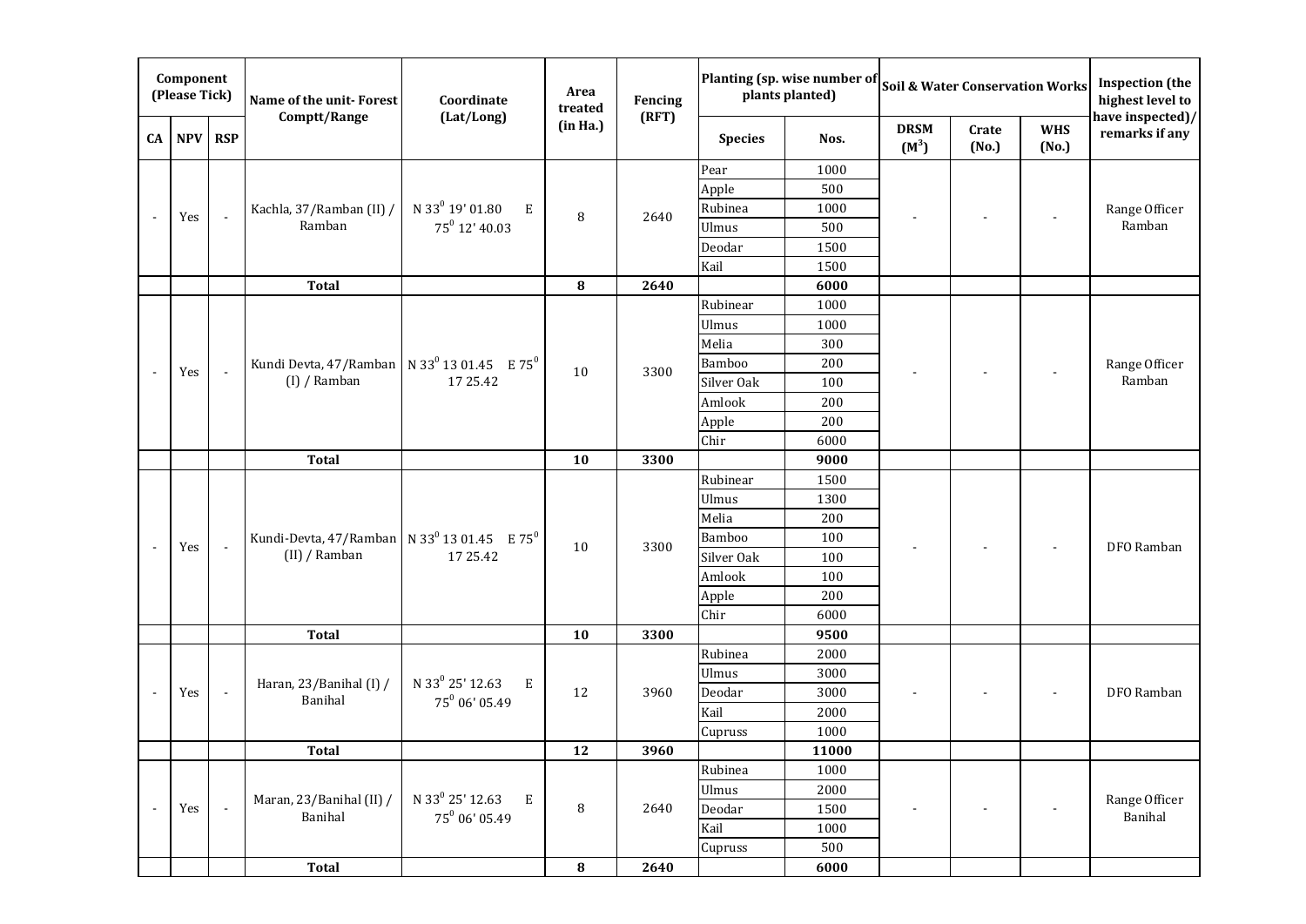| Component (Please Tick) | | | Name of the unit- Forest Comptt/Range | Coordinate (Lat/Long) | Area treated (in Ha.) | Fencing (RFT) | Planting (sp. wise number of plants planted) | | Soil & Water Conservation Works | | | Inspection (the highest level to have inspected)/ remarks if any |
|---|---|---|---|---|---|---|---|---|---|---|---|---|
| CA | NPV | RSP | | | | | Species | Nos. | DRSM ($M^3$) | Crate (No.) | WHS (No.) | |
| - | Yes | - | Kachla, 37/Ramban (II) / Ramban | N 33$^0$ 19' 01.80 E 75$^0$ 12' 40.03 | 8 | 2640 | Pear | 1000 | - | - | - | Range Officer Ramban |
| | | | | | | | Apple | 500 | | | | |
| | | | | | | | Rubinea | 1000 | | | | |
| | | | | | | | Ulmus | 500 | | | | |
| | | | | | | | Deodar | 1500 | | | | |
| | | | | | | | Kail | 1500 | | | | |
| | | | **Total** | | **8** | **2640** | | **6000** | | | | |
| - | Yes | - | Kundi Devta, 47/Ramban (I) / Ramban | N 33$^0$ 13 01.45 E 75$^0$ 17 25.42 | 10 | 3300 | Rubinear | 1000 | - | - | - | Range Officer Ramban |
| | | | | | | | Ulmus | 1000 | | | | |
| | | | | | | | Melia | 300 | | | | |
| | | | | | | | Bamboo | 200 | | | | |
| | | | | | | | Silver Oak | 100 | | | | |
| | | | | | | | Amlook | 200 | | | | |
| | | | | | | | Apple | 200 | | | | |
| | | | | | | | Chir | 6000 | | | | |
| | | | **Total** | | **10** | **3300** | | **9000** | | | | |
| - | Yes | - | Kundi-Devta, 47/Ramban (II) / Ramban | N 33$^0$ 13 01.45 E 75$^0$ 17 25.42 | 10 | 3300 | Rubinear | 1500 | - | - | - | DFO Ramban |
| | | | | | | | Ulmus | 1300 | | | | |
| | | | | | | | Melia | 200 | | | | |
| | | | | | | | Bamboo | 100 | | | | |
| | | | | | | | Silver Oak | 100 | | | | |
| | | | | | | | Amlook | 100 | | | | |
| | | | | | | | Apple | 200 | | | | |
| | | | | | | | Chir | 6000 | | | | |
| | | | **Total** | | **10** | **3300** | | **9500** | | | | |
| - | Yes | - | Haran, 23/Banihal (I) / Banihal | N 33$^0$ 25' 12.63 E 75$^0$ 06' 05.49 | 12 | 3960 | Rubinea | 2000 | - | - | - | DFO Ramban |
| | | | | | | | Ulmus | 3000 | | | | |
| | | | | | | | Deodar | 3000 | | | | |
| | | | | | | | Kail | 2000 | | | | |
| | | | | | | | Cupruss | 1000 | | | | |
| | | | **Total** | | **12** | **3960** | | **11000** | | | | |
| - | Yes | - | Maran, 23/Banihal (II) / Banihal | N 33$^0$ 25' 12.63 E 75$^0$ 06' 05.49 | 8 | 2640 | Rubinea | 1000 | - | - | - | Range Officer Banihal |
| | | | | | | | Ulmus | 2000 | | | | |
| | | | | | | | Deodar | 1500 | | | | |
| | | | | | | | Kail | 1000 | | | | |
| | | | | | | | Cupruss | 500 | | | | |
| | | | **Total** | | **8** | **2640** | | **6000** | | | | |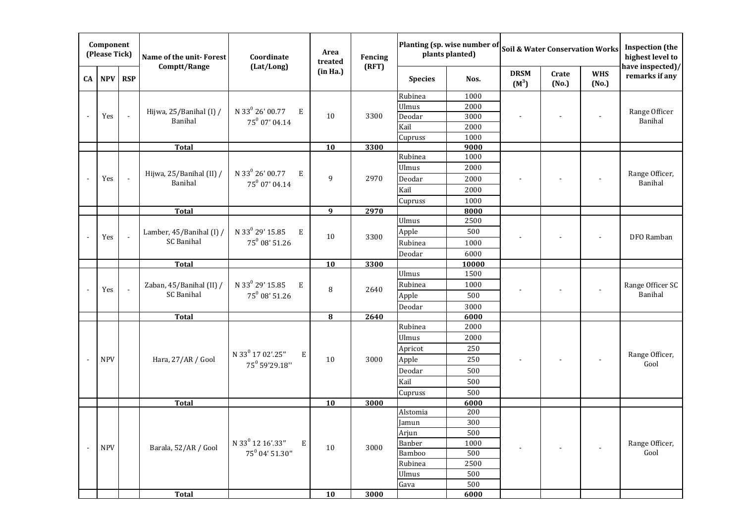| Component (Please Tick) | | | Name of the unit- Forest Comptt/Range | Coordinate (Lat/Long) | Area treated (in Ha.) | Fencing (RFT) | Planting (sp. wise number of plants planted) | | Soil & Water Conservation Works | | | Inspection (the highest level to have inspected)/ remarks if any |
|---|---|---|---|---|---|---|---|---|---|---|---|---|
| CA | NPV | RSP | | | | | Species | Nos. | DRSM ($M^3$) | Crate (No.) | WHS (No.) | |
| - | Yes | - | Hijwa, 25/Banihal (I) / Banihal | N $33^0$ 26' 00.77 E $75^0$ 07' 04.14 | 10 | 3300 | Rubinea | 1000 | - | - | - | Range Officer Banihal |
| | | | | | | | Ulmus | 2000 | | | | |
| | | | | | | | Deodar | 3000 | | | | |
| | | | | | | | Kail | 2000 | | | | |
| | | | | | | | Cupruss | 1000 | | | | |
| | | | **Total** | | **10** | **3300** | | **9000** | | | | |
| - | Yes | - | Hijwa, 25/Banihal (II) / Banihal | N $33^0$ 26' 00.77 E $75^0$ 07' 04.14 | 9 | 2970 | Rubinea | 1000 | - | - | - | Range Officer, Banihal |
| | | | | | | | Ulmus | 2000 | | | | |
| | | | | | | | Deodar | 2000 | | | | |
| | | | | | | | Kail | 2000 | | | | |
| | | | | | | | Cupruss | 1000 | | | | |
| | | | **Total** | | **9** | **2970** | | **8000** | | | | |
| - | Yes | - | Lamber, 45/Banihal (I) / SC Banihal | N $33^0$ 29' 15.85 E $75^0$ 08' 51.26 | 10 | 3300 | Ulmus | 2500 | - | - | - | DFO Ramban |
| | | | | | | | Apple | 500 | | | | |
| | | | | | | | Rubinea | 1000 | | | | |
| | | | | | | | Deodar | 6000 | | | | |
| | | | **Total** | | **10** | **3300** | | **10000** | | | | |
| - | Yes | - | Zaban, 45/Banihal (II) / SC Banihal | N $33^0$ 29' 15.85 E $75^0$ 08' 51.26 | 8 | 2640 | Ulmus | 1500 | - | - | - | Range Officer SC Banihal |
| | | | | | | | Rubinea | 1000 | | | | |
| | | | | | | | Apple | 500 | | | | |
| | | | | | | | Deodar | 3000 | | | | |
| | | | **Total** | | **8** | **2640** | | **6000** | | | | |
| - | NPV | | Hara, 27/AR / Gool | N $33^0$ 17 02'.25" E $75^0$ 59'29.18'' | 10 | 3000 | Rubinea | 2000 | - | - | - | Range Officer, Gool |
| | | | | | | | Ulmus | 2000 | | | | |
| | | | | | | | Apricot | 250 | | | | |
| | | | | | | | Apple | 250 | | | | |
| | | | | | | | Deodar | 500 | | | | |
| | | | | | | | Kail | 500 | | | | |
| | | | | | | | Cupruss | 500 | | | | |
| | | | **Total** | | **10** | **3000** | | **6000** | | | | |
| - | NPV | | Barala, 52/AR / Gool | N $33^0$ 12 16'.33" E $75^0$ 04' 51.30" | 10 | 3000 | Alstomia | 200 | - | - | - | Range Officer, Gool |
| | | | | | | | Jamun | 300 | | | | |
| | | | | | | | Arjun | 500 | | | | |
| | | | | | | | Banber | 1000 | | | | |
| | | | | | | | Bamboo | 500 | | | | |
| | | | | | | | Rubinea | 2500 | | | | |
| | | | | | | | Ulmus | 500 | | | | |
| | | | | | | | Gava | 500 | | | | |
| | | | **Total** | | **10** | **3000** | | **6000** | | | | |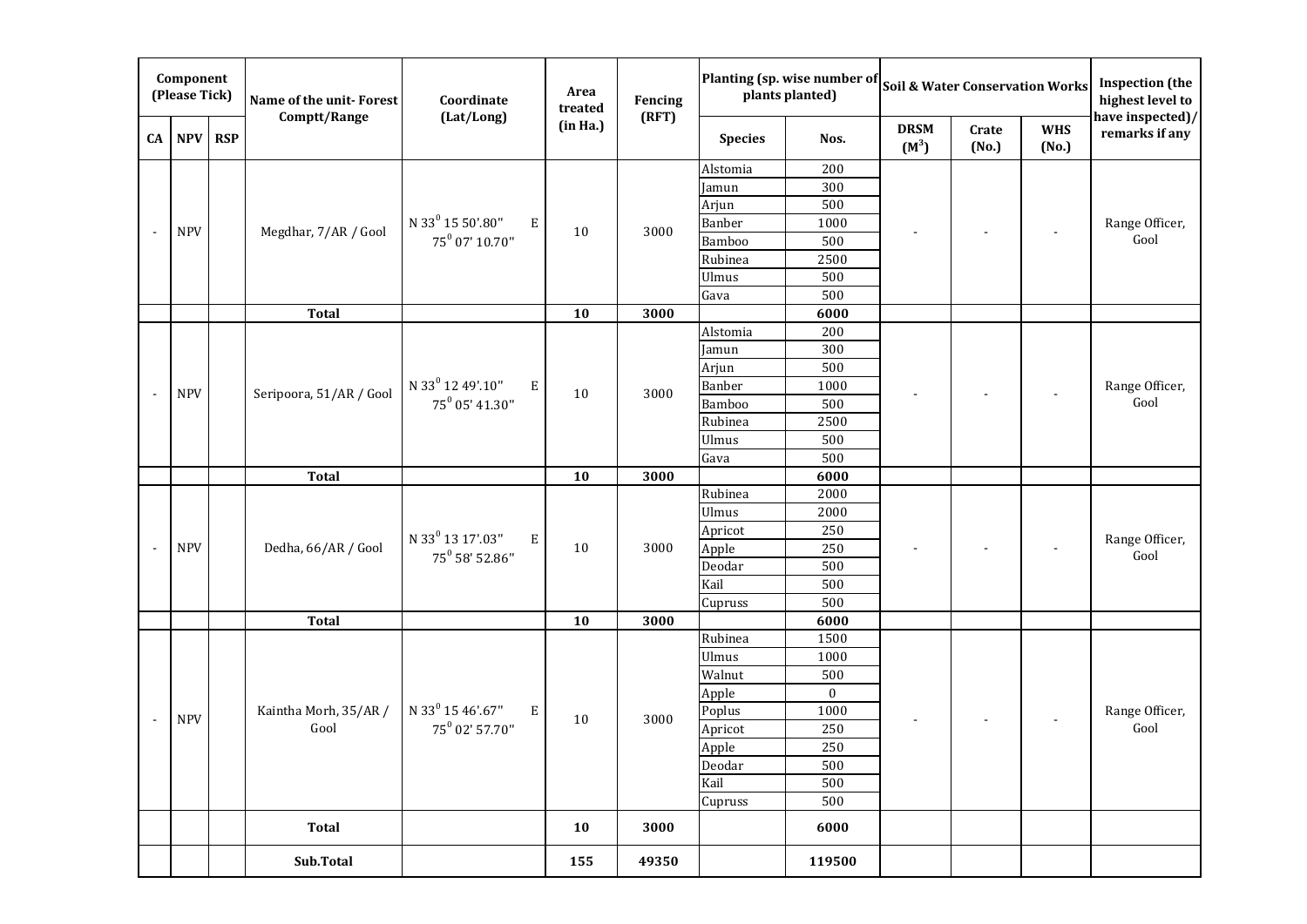| Component (Please Tick) | | | Name of the unit- Forest Comptt/Range | Coordinate (Lat/Long) | Area treated (in Ha.) | Fencing (RFT) | Planting (sp. wise number of plants planted) | | Soil & Water Conservation Works | | | Inspection (the highest level to have inspected)/ remarks if any |
|---|---|---|---|---|---|---|---|---|---|---|---|---|
| CA | NPV | RSP | | | | | Species | Nos. | DRSM ($M^3$) | Crate (No.) | WHS (No.) | |
| - | NPV | | Megdhar, 7/AR / Gool | N 33⁰ 15 50'.80" E 75⁰ 07' 10.70" | 10 | 3000 | Alstomia | 200 | - | - | - | Range Officer, Gool |
| | | | | | | | Jamun | 300 | | | | |
| | | | | | | | Arjun | 500 | | | | |
| | | | | | | | Banber | 1000 | | | | |
| | | | | | | | Bamboo | 500 | | | | |
| | | | | | | | Rubinea | 2500 | | | | |
| | | | | | | | Ulmus | 500 | | | | |
| | | | | | | | Gava | 500 | | | | |
| | | | **Total** | | **10** | **3000** | | **6000** | | | | |
| - | NPV | | Seripoora, 51/AR / Gool | N 33⁰ 12 49'.10" E 75⁰ 05' 41.30" | 10 | 3000 | Alstomia | 200 | - | - | - | Range Officer, Gool |
| | | | | | | | Jamun | 300 | | | | |
| | | | | | | | Arjun | 500 | | | | |
| | | | | | | | Banber | 1000 | | | | |
| | | | | | | | Bamboo | 500 | | | | |
| | | | | | | | Rubinea | 2500 | | | | |
| | | | | | | | Ulmus | 500 | | | | |
| | | | | | | | Gava | 500 | | | | |
| | | | **Total** | | **10** | **3000** | | **6000** | | | | |
| - | NPV | | Dedha, 66/AR / Gool | N 33⁰ 13 17'.03" E 75⁰ 58' 52.86" | 10 | 3000 | Rubinea | 2000 | - | - | - | Range Officer, Gool |
| | | | | | | | Ulmus | 2000 | | | | |
| | | | | | | | Apricot | 250 | | | | |
| | | | | | | | Apple | 250 | | | | |
| | | | | | | | Deodar | 500 | | | | |
| | | | | | | | Kail | 500 | | | | |
| | | | | | | | Cupruss | 500 | | | | |
| | | | **Total** | | **10** | **3000** | | **6000** | | | | |
| - | NPV | | Kaintha Morh, 35/AR / Gool | N 33⁰ 15 46'.67" E 75⁰ 02' 57.70" | 10 | 3000 | Rubinea | 1500 | - | - | - | Range Officer, Gool |
| | | | | | | | Ulmus | 1000 | | | | |
| | | | | | | | Walnut | 500 | | | | |
| | | | | | | | Apple | 0 | | | | |
| | | | | | | | Poplus | 1000 | | | | |
| | | | | | | | Apricot | 250 | | | | |
| | | | | | | | Apple | 250 | | | | |
| | | | | | | | Deodar | 500 | | | | |
| | | | | | | | Kail | 500 | | | | |
| | | | | | | | Cupruss | 500 | | | | |
| | | | **Total** | | **10** | **3000** | | **6000** | | | | |
| | | | **Sub.Total** | | **155** | **49350** | | **119500** | | | | |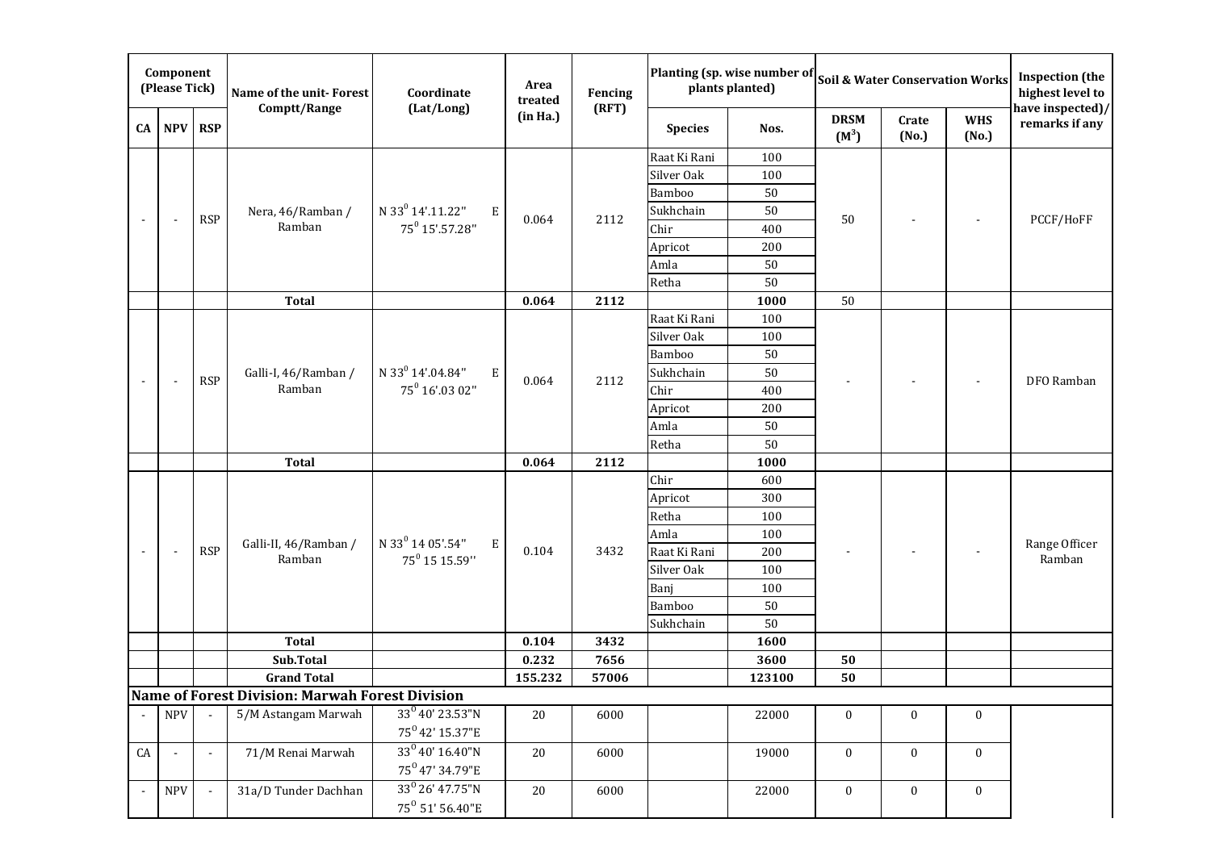| Component (Please Tick) | | | Name of the unit- Forest Comptt/Range | Coordinate (Lat/Long) | Area treated (in Ha.) | Fencing (RFT) | Planting (sp. wise number of plants planted) | | Soil & Water Conservation Works | | | Inspection (the highest level to have inspected)/ remarks if any |
|---|---|---|---|---|---|---|---|---|---|---|---|---|
| CA | NPV | RSP | | | | | Species | Nos. | DRSM ($M^3$) | Crate (No.) | WHS (No.) | |
| - | - | RSP | Nera, 46/Ramban / Ramban | N 33$^0$ 14'.11.22" E 75$^0$ 15'.57.28" | 0.064 | 2112 | Raat Ki Rani | 100 | 50 | - | - | PCCF/HoFF |
| | | | | | | | Silver Oak | 100 | | | | |
| | | | | | | | Bamboo | 50 | | | | |
| | | | | | | | Sukhchain | 50 | | | | |
| | | | | | | | Chir | 400 | | | | |
| | | | | | | | Apricot | 200 | | | | |
| | | | | | | | Amla | 50 | | | | |
| | | | | | | | Retha | 50 | | | | |
| | | | **Total** | | **0.064** | **2112** | | **1000** | 50 | | | |
| - | - | RSP | Galli-I, 46/Ramban / Ramban | N 33$^0$ 14'.04.84" E 75$^0$ 16'.03 02" | 0.064 | 2112 | Raat Ki Rani | 100 | - | - | - | DFO Ramban |
| | | | | | | | Silver Oak | 100 | | | | |
| | | | | | | | Bamboo | 50 | | | | |
| | | | | | | | Sukhchain | 50 | | | | |
| | | | | | | | Chir | 400 | | | | |
| | | | | | | | Apricot | 200 | | | | |
| | | | | | | | Amla | 50 | | | | |
| | | | | | | | Retha | 50 | | | | |
| | | | **Total** | | **0.064** | **2112** | | **1000** | | | | |
| - | - | RSP | Galli-II, 46/Ramban / Ramban | N 33$^0$ 14 05'.54" E 75$^0$ 15 15.59'' | 0.104 | 3432 | Chir | 600 | - | - | - | Range Officer Ramban |
| | | | | | | | Apricot | 300 | | | | |
| | | | | | | | Retha | 100 | | | | |
| | | | | | | | Amla | 100 | | | | |
| | | | | | | | Raat Ki Rani | 200 | | | | |
| | | | | | | | Silver Oak | 100 | | | | |
| | | | | | | | Banj | 100 | | | | |
| | | | | | | | Bamboo | 50 | | | | |
| | | | | | | | Sukhchain | 50 | | | | |
| | | | **Total** | | **0.104** | **3432** | | **1600** | | | | |
| | | | **Sub.Total** | | **0.232** | **7656** | | **3600** | **50** | | | |
| | | | **Grand Total** | | **155.232** | **57006** | | **123100** | **50** | | | |
| **Name of Forest Division: Marwah Forest Division** | | | | | | | | | | | | |
| - | NPV | - | 5/M Astangam Marwah | 33$^0$ 40' 23.53"N 75$^0$ 42' 15.37"E | 20 | 6000 | | 22000 | 0 | 0 | 0 | |
| CA | - | - | 71/M Renai Marwah | 33$^0$ 40' 16.40"N 75$^0$ 47' 34.79"E | 20 | 6000 | | 19000 | 0 | 0 | 0 | |
| - | NPV | - | 31a/D Tunder Dachhan | 33$^0$ 26' 47.75"N 75$^0$ 51' 56.40"E | 20 | 6000 | | 22000 | 0 | 0 | 0 | |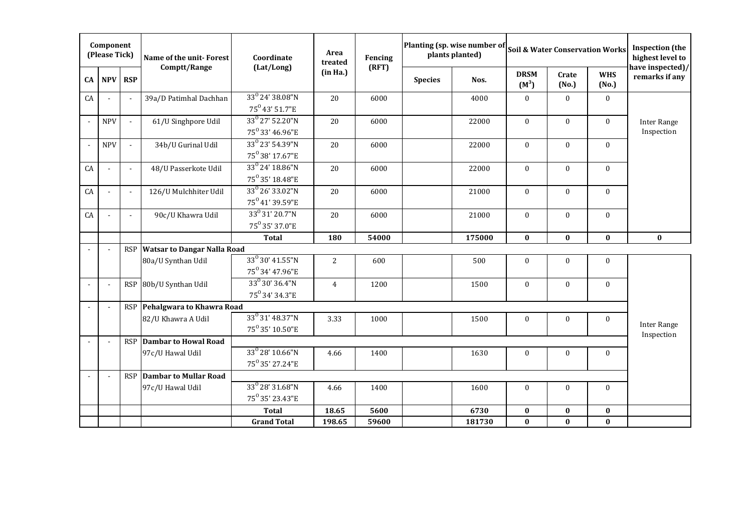| Component (Please Tick) | | | Name of the unit- Forest Comptt/Range | Coordinate (Lat/Long) | Area treated (in Ha.) | Fencing (RFT) | Planting (sp. wise number of plants planted) | | Soil & Water Conservation Works | | | Inspection (the highest level to have inspected)/ remarks if any |
|---|---|---|---|---|---|---|---|---|---|---|---|---|
| CA | NPV | RSP | | | | | Species | Nos. | DRSM ($M^3$) | Crate (No.) | WHS (No.) | |
| CA | - | - | 39a/D Patimhal Dachhan | 33$^0$ 24' 38.08"N 75$^0$ 43' 51.7"E | 20 | 6000 | | 4000 | 0 | 0 | 0 | Inter Range Inspection |
| - | NPV | - | 61/U Singhpore Udil | 33$^0$ 27' 52.20"N 75$^0$ 33' 46.96"E | 20 | 6000 | | 22000 | 0 | 0 | 0 | |
| - | NPV | - | 34b/U Gurinal Udil | 33$^0$ 23' 54.39"N 75$^0$ 38' 17.67"E | 20 | 6000 | | 22000 | 0 | 0 | 0 | |
| CA | - | - | 48/U Passerkote Udil | 33$^0$ 24' 18.86"N 75$^0$ 35' 18.48"E | 20 | 6000 | | 22000 | 0 | 0 | 0 | |
| CA | - | - | 126/U Mulchhiter Udil | 33$^0$ 26' 33.02"N 75$^0$ 41' 39.59"E | 20 | 6000 | | 21000 | 0 | 0 | 0 | |
| CA | - | - | 90c/U Khawra Udil | 33$^0$ 31' 20.7"N 75$^0$ 35' 37.0"E | 20 | 6000 | | 21000 | 0 | 0 | 0 | |
| | | | | **Total** | **180** | **54000** | | **175000** | **0** | **0** | **0** | **0** |
| - | - | RSP | **Watsar to Dangar Nalla Road** | | | | | | | | | |
| | | | 80a/U Synthan Udil | 33$^0$ 30' 41.55"N 75$^0$ 34' 47.96"E | 2 | 600 | | 500 | 0 | 0 | 0 | Inter Range Inspection |
| - | - | RSP | 80b/U Synthan Udil | 33$^0$ 30' 36.4"N 75$^0$ 34' 34.3"E | 4 | 1200 | | 1500 | 0 | 0 | 0 | |
| - | - | RSP | **Pehalgwara to Khawra Road** | | | | | | | | | |
| | | | 82/U Khawra A Udil | 33$^0$ 31' 48.37"N 75$^0$ 35' 10.50"E | 3.33 | 1000 | | 1500 | 0 | 0 | 0 | |
| - | - | RSP | **Dambar to Howal Road** | | | | | | | | | |
| | | | 97c/U Hawal Udil | 33$^0$ 28' 10.66"N 75$^0$ 35' 27.24"E | 4.66 | 1400 | | 1630 | 0 | 0 | 0 | |
| - | - | RSP | **Dambar to Mullar Road** | | | | | | | | | |
| | | | 97c/U Hawal Udil | 33$^0$ 28' 31.68"N 75$^0$ 35' 23.43"E | 4.66 | 1400 | | 1600 | 0 | 0 | 0 | |
| | | | | **Total** | **18.65** | **5600** | | **6730** | **0** | **0** | **0** | |
| | | | | **Grand Total** | **198.65** | **59600** | | **181730** | **0** | **0** | **0** | |